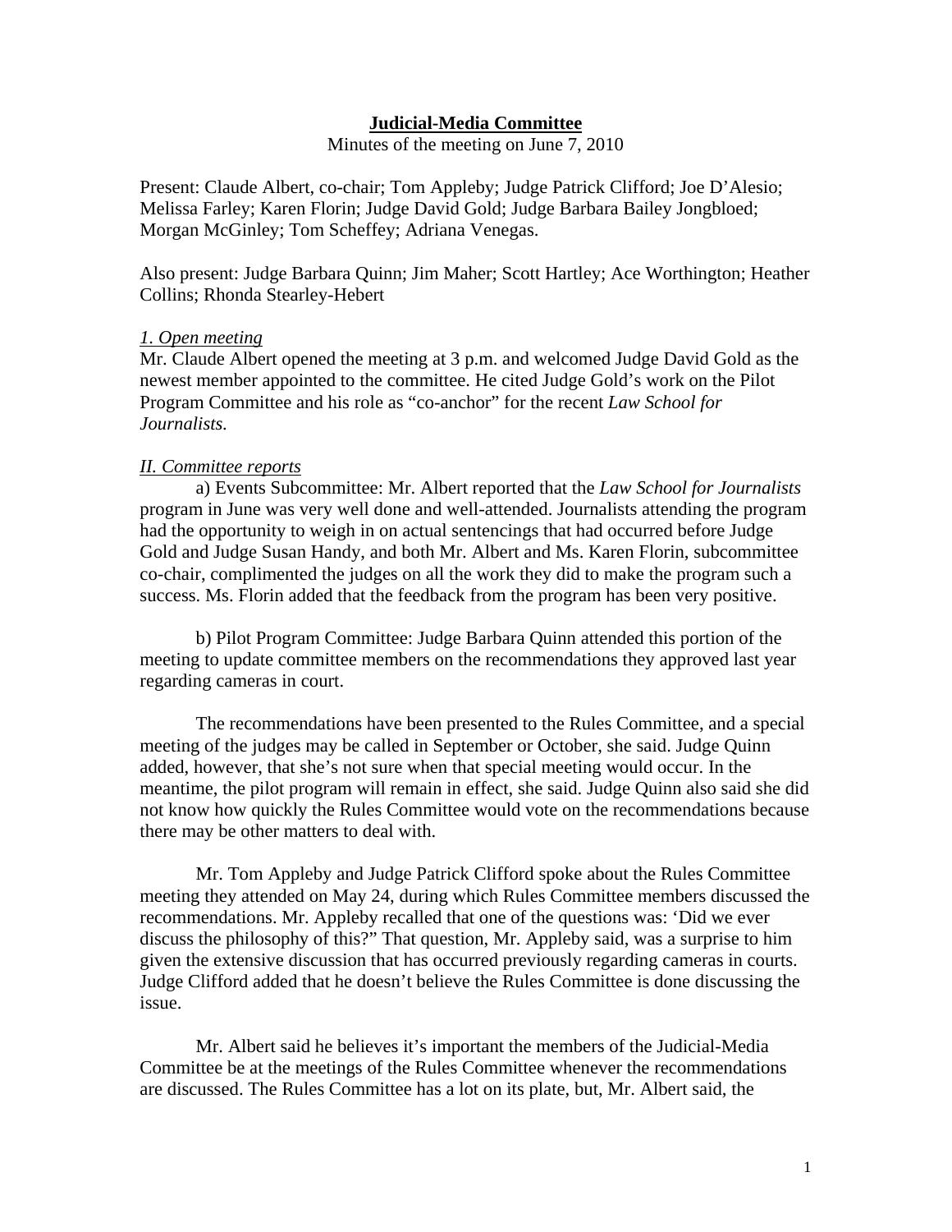# **Judicial-Media Committee**

Minutes of the meeting on June 7, 2010

Present: Claude Albert, co-chair; Tom Appleby; Judge Patrick Clifford; Joe D'Alesio; Melissa Farley; Karen Florin; Judge David Gold; Judge Barbara Bailey Jongbloed; Morgan McGinley; Tom Scheffey; Adriana Venegas.

Also present: Judge Barbara Quinn; Jim Maher; Scott Hartley; Ace Worthington; Heather Collins; Rhonda Stearley-Hebert

## *1. Open meeting*

Mr. Claude Albert opened the meeting at 3 p.m. and welcomed Judge David Gold as the newest member appointed to the committee. He cited Judge Gold's work on the Pilot Program Committee and his role as "co-anchor" for the recent *Law School for Journalists.*

## *II. Committee reports*

a) Events Subcommittee: Mr. Albert reported that the *Law School for Journalists* program in June was very well done and well-attended. Journalists attending the program had the opportunity to weigh in on actual sentencings that had occurred before Judge Gold and Judge Susan Handy, and both Mr. Albert and Ms. Karen Florin, subcommittee co-chair, complimented the judges on all the work they did to make the program such a success. Ms. Florin added that the feedback from the program has been very positive.

b) Pilot Program Committee: Judge Barbara Quinn attended this portion of the meeting to update committee members on the recommendations they approved last year regarding cameras in court.

The recommendations have been presented to the Rules Committee, and a special meeting of the judges may be called in September or October, she said. Judge Quinn added, however, that she's not sure when that special meeting would occur. In the meantime, the pilot program will remain in effect, she said. Judge Quinn also said she did not know how quickly the Rules Committee would vote on the recommendations because there may be other matters to deal with.

Mr. Tom Appleby and Judge Patrick Clifford spoke about the Rules Committee meeting they attended on May 24, during which Rules Committee members discussed the recommendations. Mr. Appleby recalled that one of the questions was: 'Did we ever discuss the philosophy of this?" That question, Mr. Appleby said, was a surprise to him given the extensive discussion that has occurred previously regarding cameras in courts. Judge Clifford added that he doesn't believe the Rules Committee is done discussing the issue.

Mr. Albert said he believes it's important the members of the Judicial-Media Committee be at the meetings of the Rules Committee whenever the recommendations are discussed. The Rules Committee has a lot on its plate, but, Mr. Albert said, the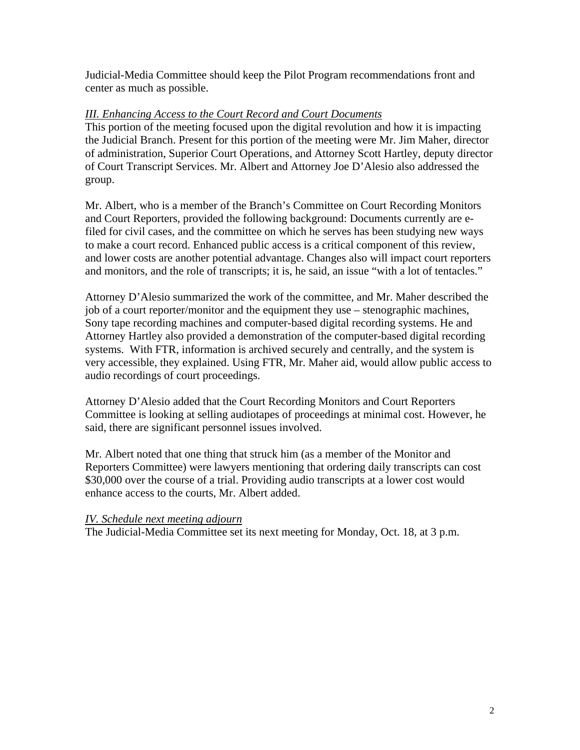Judicial-Media Committee should keep the Pilot Program recommendations front and center as much as possible.

*III. Enhancing Access to the Court Record and Court Documents*

This portion of the meeting focused upon the digital revolution and how it is impacting the Judicial Branch. Present for this portion of the meeting were Mr. Jim Maher, director of administration, Superior Court Operations, and Attorney Scott Hartley, deputy director of Court Transcript Services. Mr. Albert and Attorney Joe D'Alesio also addressed the group.

Mr. Albert, who is a member of the Branch's Committee on Court Recording Monitors and Court Reporters, provided the following background: Documents currently are e-filed for civil cases, and the committee on which he serves has been studying new ways to make a court record. Enhanced public access is a critical component of this review, and lower costs are another potential advantage. Changes also will impact court reporters and monitors, and the role of transcripts; it is, he said, an issue "with a lot of tentacles."

Attorney D'Alesio summarized the work of the committee, and Mr. Maher described the job of a court reporter/monitor and the equipment they use – stenographic machines, Sony tape recording machines and computer-based digital recording systems. He and Attorney Hartley also provided a demonstration of the computer-based digital recording systems. With FTR, information is archived securely and centrally, and the system is very accessible, they explained. Using FTR, Mr. Maher aid, would allow public access to audio recordings of court proceedings.

Attorney D'Alesio added that the Court Recording Monitors and Court Reporters Committee is looking at selling audiotapes of proceedings at minimal cost. However, he said, there are significant personnel issues involved.

Mr. Albert noted that one thing that struck him (as a member of the Monitor and Reporters Committee) were lawyers mentioning that ordering daily transcripts can cost $30,000 over the course of a trial. Providing audio transcripts at a lower cost would enhance access to the courts, Mr. Albert added.

*IV. Schedule next meeting adjourn*

The Judicial-Media Committee set its next meeting for Monday, Oct. 18, at 3 p.m.